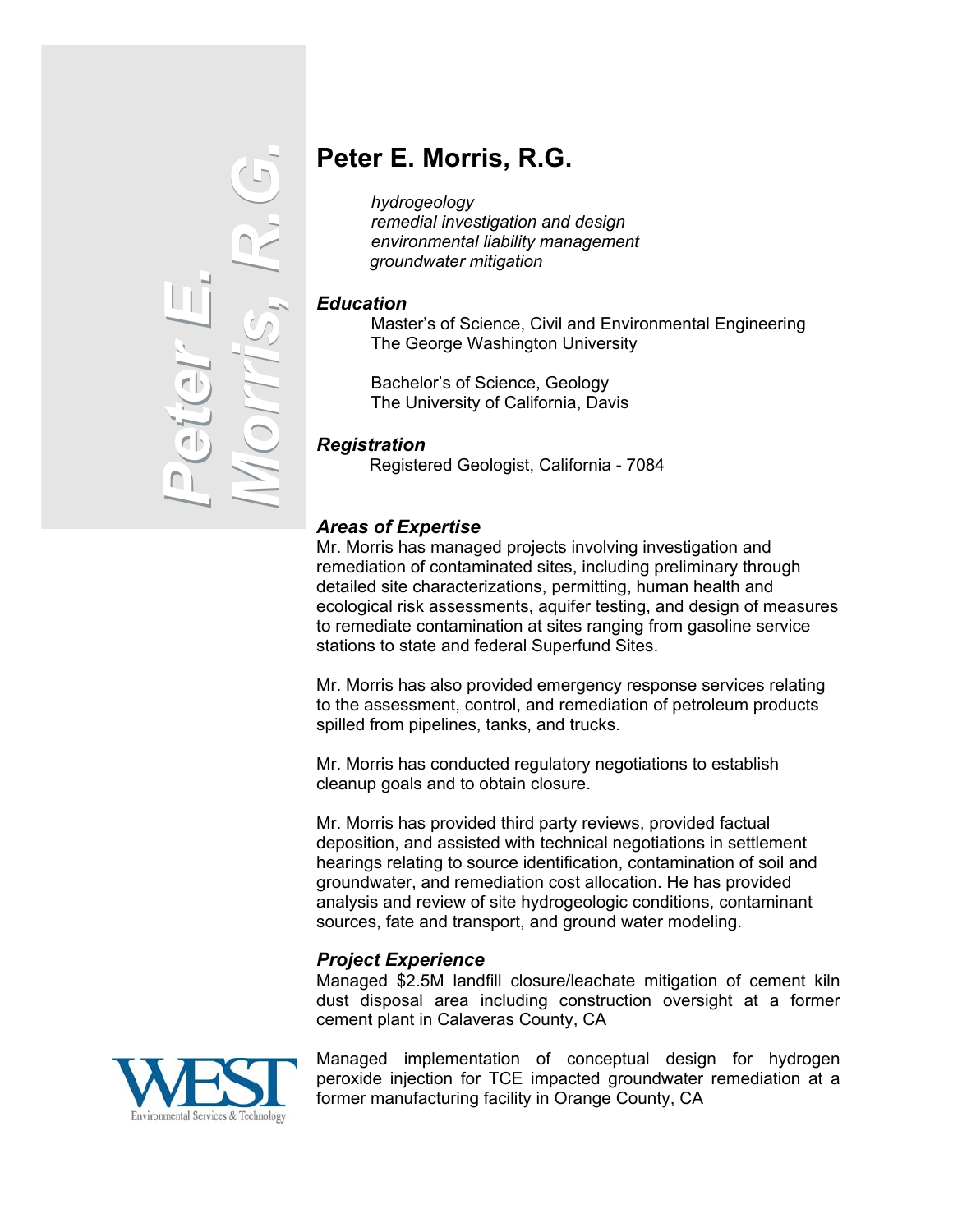# Peter E. Morris, R.G.

*hydrogeology*
*remedial investigation and design*
*environmental liability management*
*groundwater mitigation*

## *Education*

Master's of Science, Civil and Environmental Engineering
The George Washington University

Bachelor's of Science, Geology
The University of California, Davis

## *Registration*

Registered Geologist, California - 7084

## *Areas of Expertise*

Mr. Morris has managed projects involving investigation and remediation of contaminated sites, including preliminary through detailed site characterizations, permitting, human health and ecological risk assessments, aquifer testing, and design of measures to remediate contamination at sites ranging from gasoline service stations to state and federal Superfund Sites.

Mr. Morris has also provided emergency response services relating to the assessment, control, and remediation of petroleum products spilled from pipelines, tanks, and trucks.

Mr. Morris has conducted regulatory negotiations to establish cleanup goals and to obtain closure.

Mr. Morris has provided third party reviews, provided factual deposition, and assisted with technical negotiations in settlement hearings relating to source identification, contamination of soil and groundwater, and remediation cost allocation. He has provided analysis and review of site hydrogeologic conditions, contaminant sources, fate and transport, and ground water modeling.

## *Project Experience*

Managed $2.5M landfill closure/leachate mitigation of cement kiln dust disposal area including construction oversight at a former cement plant in Calaveras County, CA

Managed implementation of conceptual design for hydrogen peroxide injection for TCE impacted groundwater remediation at a former manufacturing facility in Orange County, CA

WEST
Environmental Services & Technology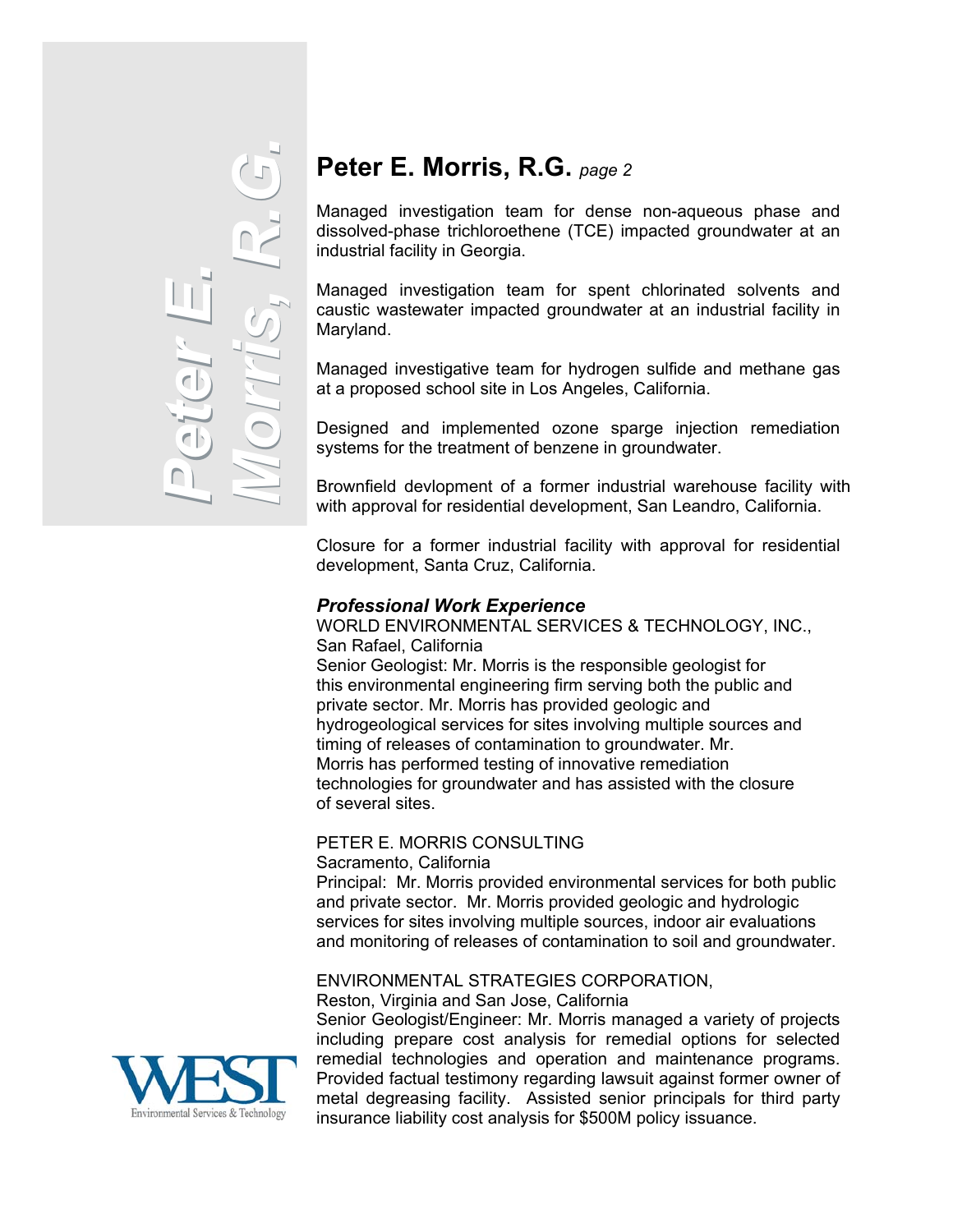# Peter E. Morris, R.G. *page 2*

Managed investigation team for dense non-aqueous phase and dissolved-phase trichloroethene (TCE) impacted groundwater at an industrial facility in Georgia.

Managed investigation team for spent chlorinated solvents and caustic wastewater impacted groundwater at an industrial facility in Maryland.

Managed investigative team for hydrogen sulfide and methane gas at a proposed school site in Los Angeles, California.

Designed and implemented ozone sparge injection remediation systems for the treatment of benzene in groundwater.

Brownfield devlopment of a former industrial warehouse facility with with approval for residential development, San Leandro, California.

Closure for a former industrial facility with approval for residential development, Santa Cruz, California.

### ***Professional Work Experience***

WORLD ENVIRONMENTAL SERVICES & TECHNOLOGY, INC.,
San Rafael, California
Senior Geologist: Mr. Morris is the responsible geologist for this environmental engineering firm serving both the public and private sector. Mr. Morris has provided geologic and hydrogeological services for sites involving multiple sources and timing of releases of contamination to groundwater. Mr. Morris has performed testing of innovative remediation technologies for groundwater and has assisted with the closure of several sites.

PETER E. MORRIS CONSULTING
Sacramento, California
Principal: Mr. Morris provided environmental services for both public and private sector. Mr. Morris provided geologic and hydrologic services for sites involving multiple sources, indoor air evaluations and monitoring of releases of contamination to soil and groundwater.

ENVIRONMENTAL STRATEGIES CORPORATION,
Reston, Virginia and San Jose, California
Senior Geologist/Engineer: Mr. Morris managed a variety of projects including prepare cost analysis for remedial options for selected remedial technologies and operation and maintenance programs. Provided factual testimony regarding lawsuit against former owner of metal degreasing facility. Assisted senior principals for third party insurance liability cost analysis for $500M policy issuance.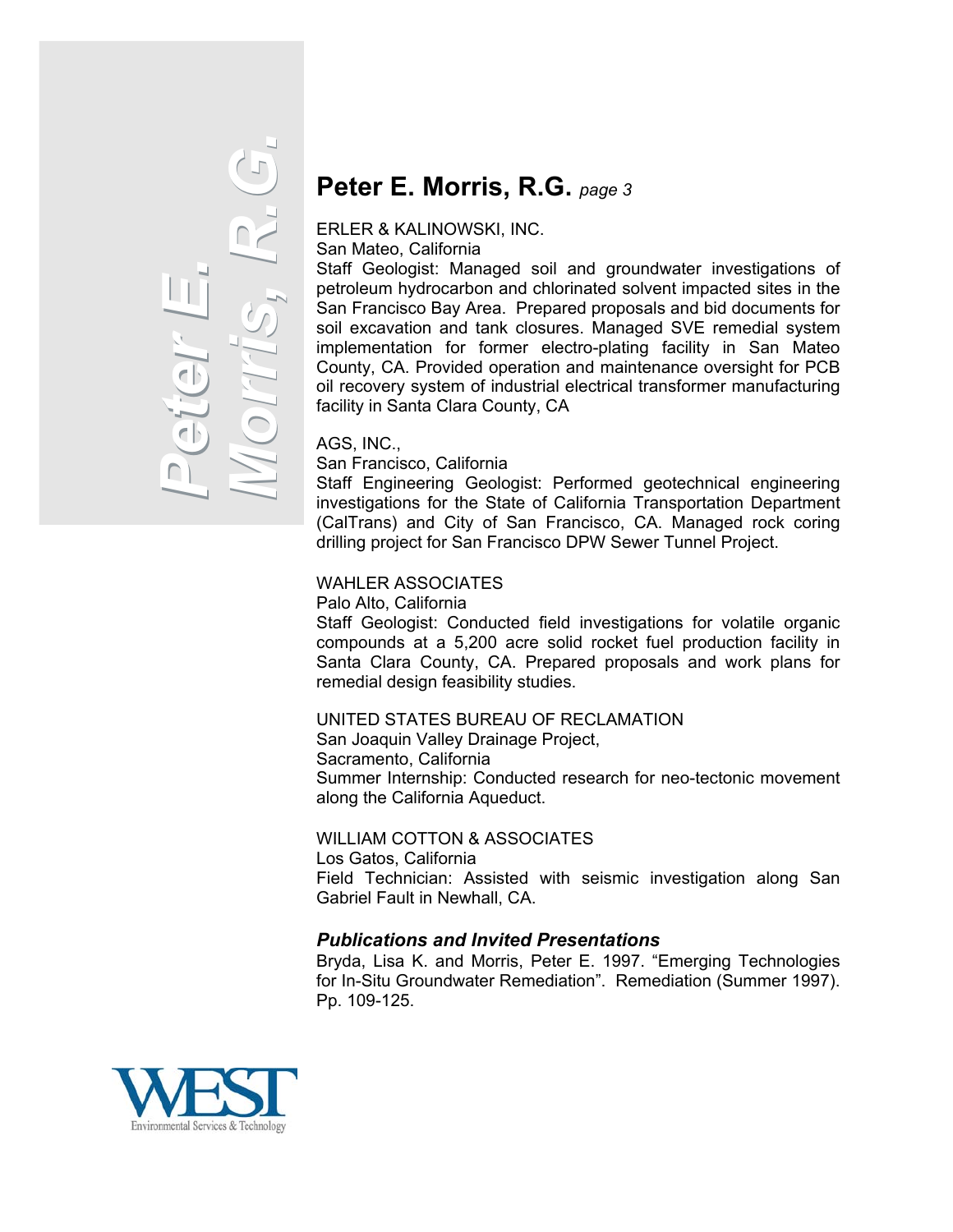ERLER & KALINOWSKI, INC.
San Mateo, California
Staff Geologist: Managed soil and groundwater investigations of petroleum hydrocarbon and chlorinated solvent impacted sites in the San Francisco Bay Area. Prepared proposals and bid documents for soil excavation and tank closures. Managed SVE remedial system implementation for former electro-plating facility in San Mateo County, CA. Provided operation and maintenance oversight for PCB oil recovery system of industrial electrical transformer manufacturing facility in Santa Clara County, CA

AGS, INC.,
San Francisco, California
Staff Engineering Geologist: Performed geotechnical engineering investigations for the State of California Transportation Department (CalTrans) and City of San Francisco, CA. Managed rock coring drilling project for San Francisco DPW Sewer Tunnel Project.

WAHLER ASSOCIATES
Palo Alto, California
Staff Geologist: Conducted field investigations for volatile organic compounds at a 5,200 acre solid rocket fuel production facility in Santa Clara County, CA. Prepared proposals and work plans for remedial design feasibility studies.

UNITED STATES BUREAU OF RECLAMATION
San Joaquin Valley Drainage Project,
Sacramento, California
Summer Internship: Conducted research for neo-tectonic movement along the California Aqueduct.

WILLIAM COTTON & ASSOCIATES
Los Gatos, California
Field Technician: Assisted with seismic investigation along San Gabriel Fault in Newhall, CA.

### *Publications and Invited Presentations*

Bryda, Lisa K. and Morris, Peter E. 1997. "Emerging Technologies for In-Situ Groundwater Remediation". Remediation (Summer 1997). Pp. 109-125.